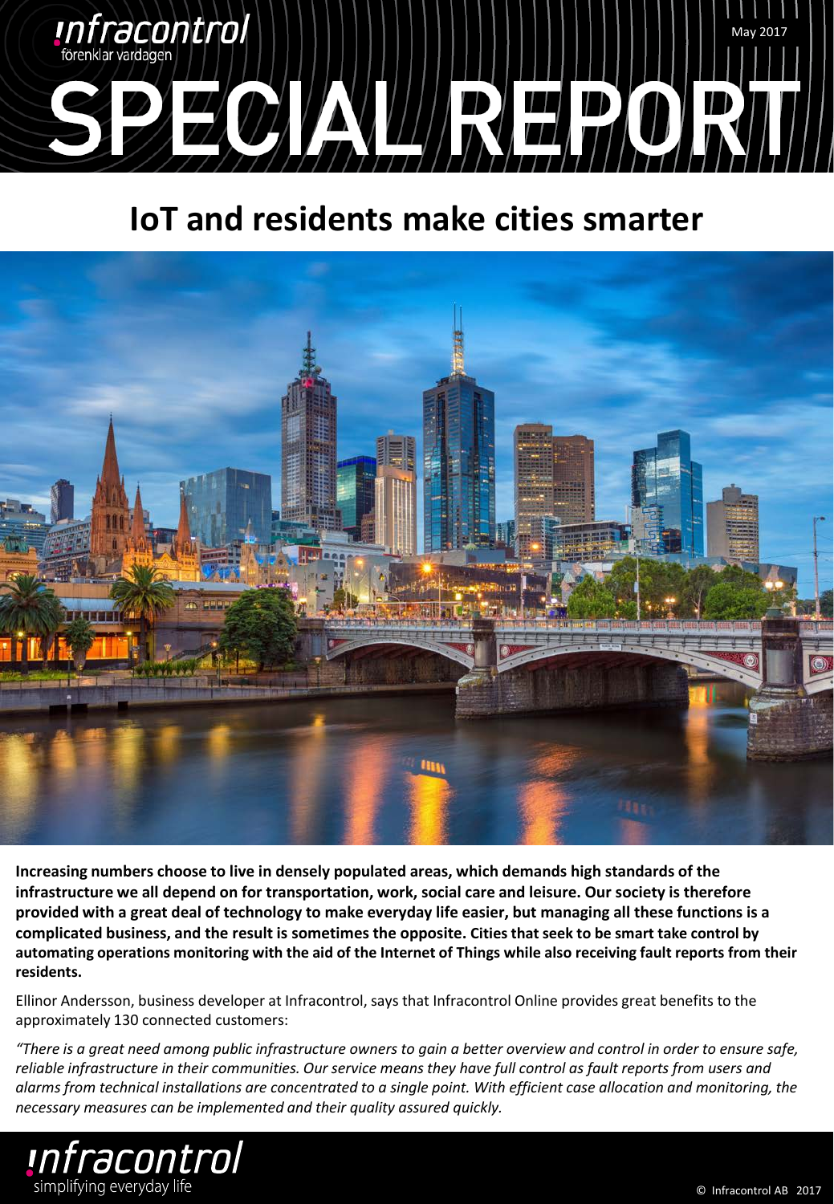# SPECIAL REPORT

## IoT and residents make cities smarter

**Increasing numbers choose to live in densely populated areas, which demands high standards of the infrastructure we all depend on for transportation, work, social care and leisure. Our society is therefore provided with a great deal of technology to make everyday life easier, but managing all these functions is a complicated business, and the result is sometimes the opposite. Cities that seek to be smart take control by automating operations monitoring with the aid of the Internet of Things while also receiving fault reports from their residents.**

Ellinor Andersson, business developer at Infracontrol, says that Infracontrol Online provides great benefits to the approximately 130 connected customers:

*"There is a great need among public infrastructure owners to gain a better overview and control in order to ensure safe, reliable infrastructure in their communities. Our service means they have full control as fault reports from users and alarms from technical installations are concentrated to a single point. With efficient case allocation and monitoring, the necessary measures can be implemented and their quality assured quickly.*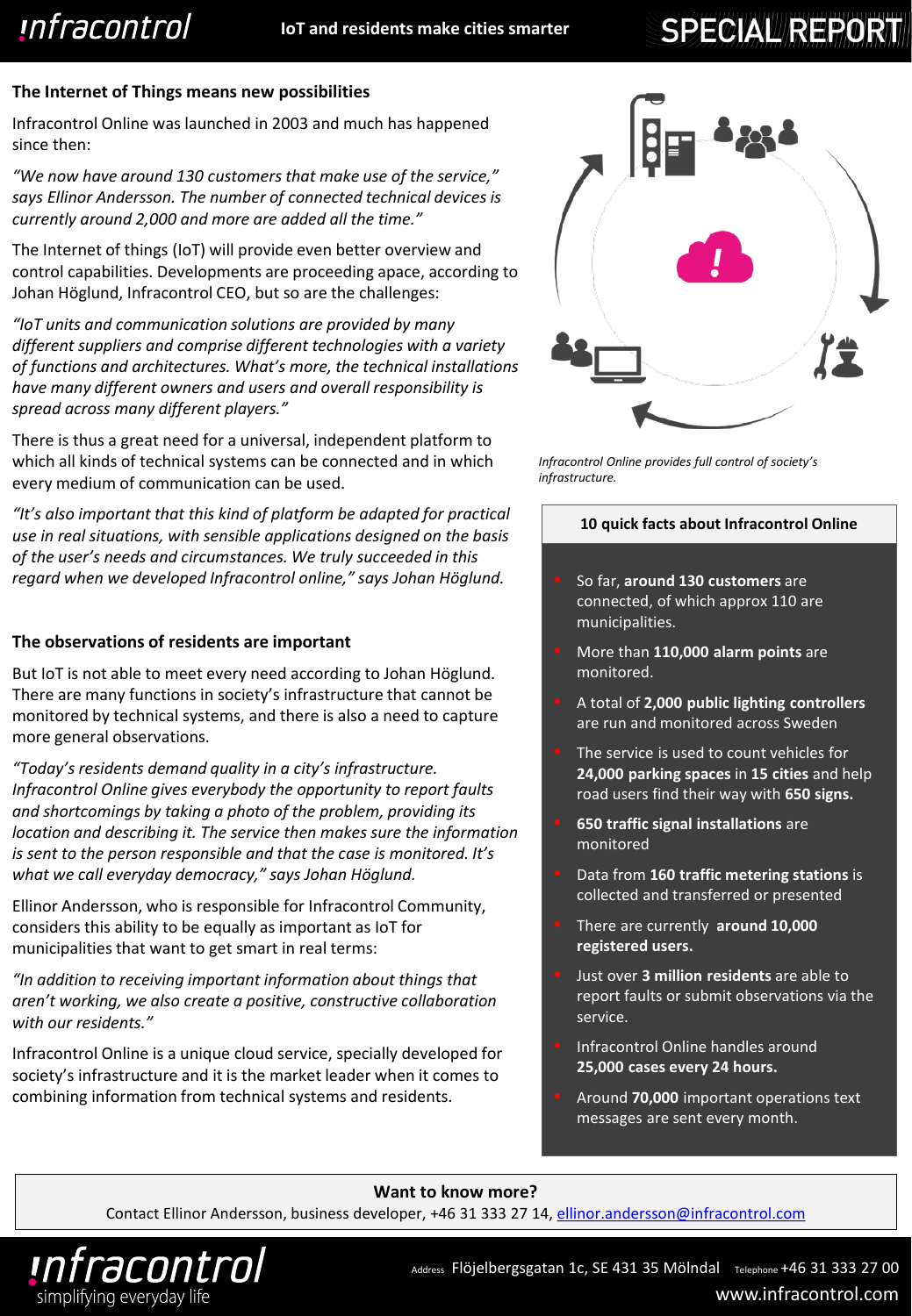## The Internet of Things means new possibilities

Infracontrol Online was launched in 2003 and much has happened since then:

*"We now have around 130 customers that make use of the service," says Ellinor Andersson. The number of connected technical devices is currently around 2,000 and more are added all the time."*

The Internet of things (IoT) will provide even better overview and control capabilities. Developments are proceeding apace, according to Johan Höglund, Infracontrol CEO, but so are the challenges:

*"IoT units and communication solutions are provided by many different suppliers and comprise different technologies with a variety of functions and architectures. What's more, the technical installations have many different owners and users and overall responsibility is spread across many different players."*

There is thus a great need for a universal, independent platform to which all kinds of technical systems can be connected and in which every medium of communication can be used.

*"It's also important that this kind of platform be adapted for practical use in real situations, with sensible applications designed on the basis of the user's needs and circumstances. We truly succeeded in this regard when we developed Infracontrol online," says Johan Höglund.*

## The observations of residents are important

But IoT is not able to meet every need according to Johan Höglund. There are many functions in society's infrastructure that cannot be monitored by technical systems, and there is also a need to capture more general observations.

*"Today's residents demand quality in a city's infrastructure. Infracontrol Online gives everybody the opportunity to report faults and shortcomings by taking a photo of the problem, providing its location and describing it. The service then makes sure the information is sent to the person responsible and that the case is monitored. It's what we call everyday democracy," says Johan Höglund.*

Ellinor Andersson, who is responsible for Infracontrol Community, considers this ability to be equally as important as IoT for municipalities that want to get smart in real terms:

*"In addition to receiving important information about things that aren't working, we also create a positive, constructive collaboration with our residents."*

Infracontrol Online is a unique cloud service, specially developed for society's infrastructure and it is the market leader when it comes to combining information from technical systems and residents.

*Infracontrol Online provides full control of society's infrastructure.*

### 10 quick facts about Infracontrol Online

- So far, **around 130 customers** are connected, of which approx 110 are municipalities.
- More than **110,000 alarm points** are monitored.
- A total of **2,000 public lighting controllers** are run and monitored across Sweden
- The service is used to count vehicles for **24,000 parking spaces** in **15 cities** and help road users find their way with **650 signs.**
- **650 traffic signal installations** are monitored
- Data from **160 traffic metering stations** is collected and transferred or presented
- There are currently **around 10,000 registered users.**
- Just over **3 million residents** are able to report faults or submit observations via the service.
- Infracontrol Online handles around **25,000 cases every 24 hours.**
- Around **70,000** important operations text messages are sent every month.

**Want to know more?**

Contact Ellinor Andersson, business developer, +46 31 333 27 14, ellinor.andersson@infracontrol.com

infracontrol
simplifying everyday life

Address Flöjelbergsgatan 1c, SE 431 35 Mölndal Telephone +46 31 333 27 00

www.infracontrol.com